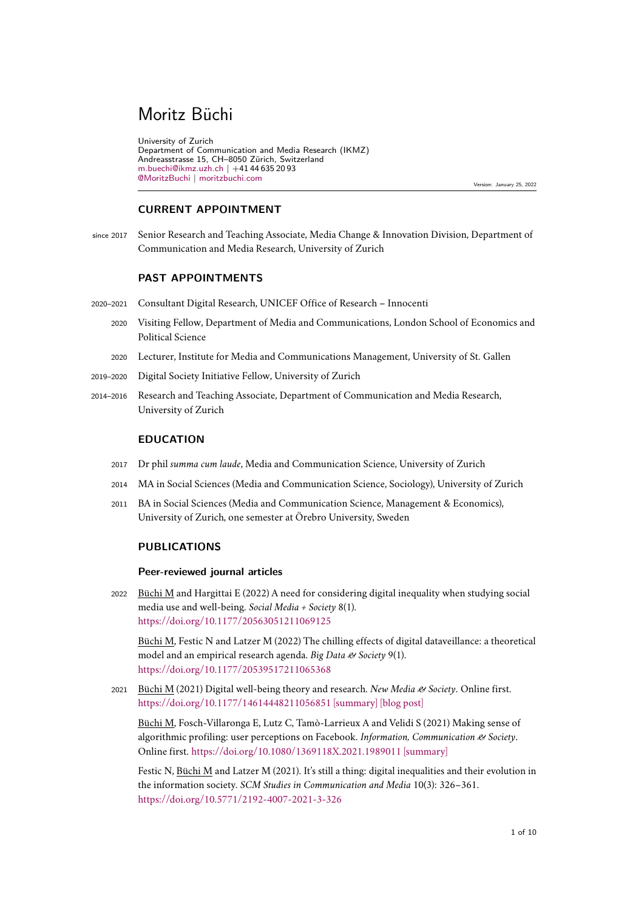# Moritz Büchi

University of Zurich
Department of Communication and Media Research (IKMZ)
Andreasstrasse 15, CH–8050 Zürich, Switzerland
m.buechi@ikmz.uzh.ch | +41 44 635 20 93
@MoritzBuchi | moritzbuchi.com

Version: January 25, 2022

## CURRENT APPOINTMENT

since 2017 Senior Research and Teaching Associate, Media Change & Innovation Division, Department of Communication and Media Research, University of Zurich

## PAST APPOINTMENTS

2020–2021 Consultant Digital Research, UNICEF Office of Research – Innocenti

2020 Visiting Fellow, Department of Media and Communications, London School of Economics and Political Science

2020 Lecturer, Institute for Media and Communications Management, University of St. Gallen

2019–2020 Digital Society Initiative Fellow, University of Zurich

2014–2016 Research and Teaching Associate, Department of Communication and Media Research, University of Zurich

## EDUCATION

2017 Dr phil *summa cum laude*, Media and Communication Science, University of Zurich

2014 MA in Social Sciences (Media and Communication Science, Sociology), University of Zurich

2011 BA in Social Sciences (Media and Communication Science, Management & Economics), University of Zurich, one semester at Örebro University, Sweden

## PUBLICATIONS

### Peer-reviewed journal articles

2022 Büchi M and Hargittai E (2022) A need for considering digital inequality when studying social media use and well-being. *Social Media + Society* 8(1). https://doi.org/10.1177/20563051211069125

Büchi M, Festic N and Latzer M (2022) The chilling effects of digital dataveillance: a theoretical model and an empirical research agenda. *Big Data & Society* 9(1). https://doi.org/10.1177/20539517211065368

2021 Büchi M (2021) Digital well-being theory and research. *New Media & Society*. Online first. https://doi.org/10.1177/14614448211056851 [summary] [blog post]

Büchi M, Fosch-Villaronga E, Lutz C, Tamò-Larrieux A and Velidi S (2021) Making sense of algorithmic profiling: user perceptions on Facebook. *Information, Communication & Society*. Online first. https://doi.org/10.1080/1369118X.2021.1989011 [summary]

Festic N, Büchi M and Latzer M (2021). It's still a thing: digital inequalities and their evolution in the information society. *SCM Studies in Communication and Media* 10(3): 326–361. https://doi.org/10.5771/2192-4007-2021-3-326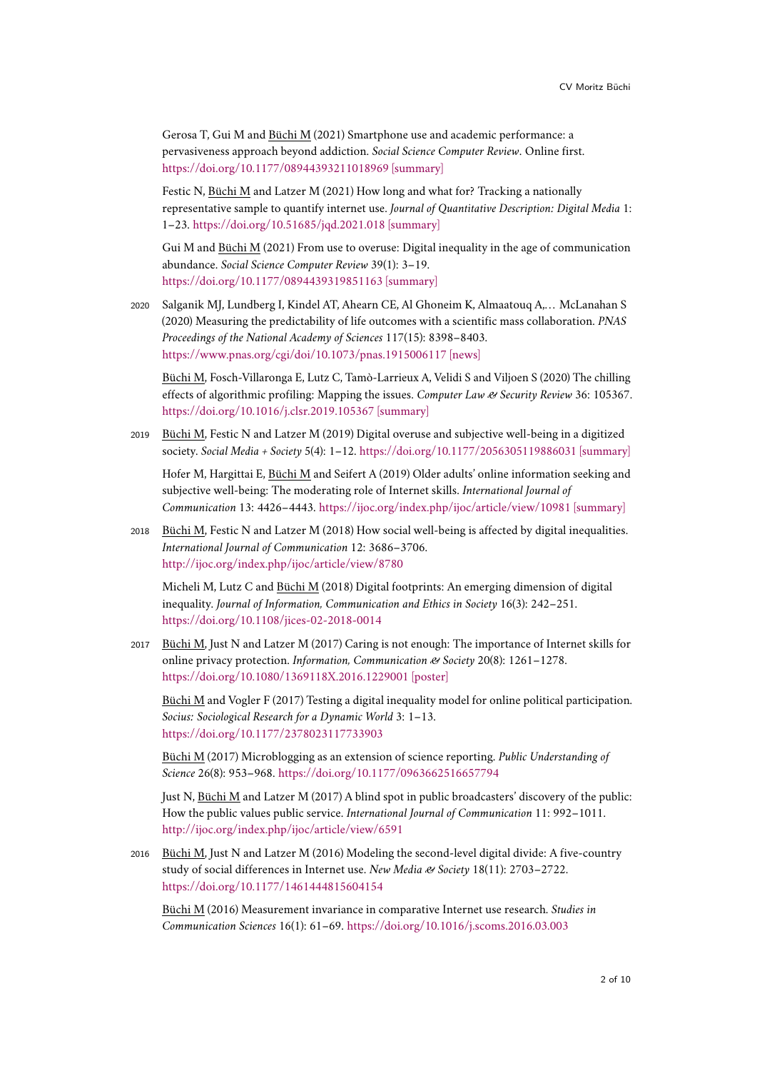Gerosa T, Gui M and <u>Büchi M</u> (2021) Smartphone use and academic performance: a pervasiveness approach beyond addiction. *Social Science Computer Review*. Online first. https://doi.org/10.1177/08944393211018969 [summary]

Festic N, <u>Büchi M</u> and Latzer M (2021) How long and what for? Tracking a nationally representative sample to quantify internet use. *Journal of Quantitative Description: Digital Media* 1: 1–23. https://doi.org/10.51685/jqd.2021.018 [summary]

Gui M and <u>Büchi M</u> (2021) From use to overuse: Digital inequality in the age of communication abundance. *Social Science Computer Review* 39(1): 3–19. https://doi.org/10.1177/0894439319851163 [summary]

2020 Salganik MJ, Lundberg I, Kindel AT, Ahearn CE, Al Ghoneim K, Almaatouq A,… McLanahan S (2020) Measuring the predictability of life outcomes with a scientific mass collaboration. *PNAS Proceedings of the National Academy of Sciences* 117(15): 8398–8403. https://www.pnas.org/cgi/doi/10.1073/pnas.1915006117 [news]

<u>Büchi M</u>, Fosch-Villaronga E, Lutz C, Tamò-Larrieux A, Velidi S and Viljoen S (2020) The chilling effects of algorithmic profiling: Mapping the issues. *Computer Law & Security Review* 36: 105367. https://doi.org/10.1016/j.clsr.2019.105367 [summary]

2019 <u>Büchi M</u>, Festic N and Latzer M (2019) Digital overuse and subjective well-being in a digitized society. *Social Media + Society* 5(4): 1–12. https://doi.org/10.1177/2056305119886031 [summary]

Hofer M, Hargittai E, <u>Büchi M</u> and Seifert A (2019) Older adults' online information seeking and subjective well-being: The moderating role of Internet skills. *International Journal of Communication* 13: 4426–4443. https://ijoc.org/index.php/ijoc/article/view/10981 [summary]

2018 <u>Büchi M</u>, Festic N and Latzer M (2018) How social well-being is affected by digital inequalities. *International Journal of Communication* 12: 3686–3706. http://ijoc.org/index.php/ijoc/article/view/8780

Micheli M, Lutz C and <u>Büchi M</u> (2018) Digital footprints: An emerging dimension of digital inequality. *Journal of Information, Communication and Ethics in Society* 16(3): 242–251. https://doi.org/10.1108/jices-02-2018-0014

2017 <u>Büchi M</u>, Just N and Latzer M (2017) Caring is not enough: The importance of Internet skills for online privacy protection. *Information, Communication & Society* 20(8): 1261–1278. https://doi.org/10.1080/1369118X.2016.1229001 [poster]

<u>Büchi M</u> and Vogler F (2017) Testing a digital inequality model for online political participation. *Socius: Sociological Research for a Dynamic World* 3: 1–13. https://doi.org/10.1177/2378023117733903

<u>Büchi M</u> (2017) Microblogging as an extension of science reporting. *Public Understanding of Science* 26(8): 953–968. https://doi.org/10.1177/0963662516657794

Just N, <u>Büchi M</u> and Latzer M (2017) A blind spot in public broadcasters' discovery of the public: How the public values public service. *International Journal of Communication* 11: 992–1011. http://ijoc.org/index.php/ijoc/article/view/6591

2016 <u>Büchi M</u>, Just N and Latzer M (2016) Modeling the second-level digital divide: A five-country study of social differences in Internet use. *New Media & Society* 18(11): 2703–2722. https://doi.org/10.1177/1461444815604154

<u>Büchi M</u> (2016) Measurement invariance in comparative Internet use research. *Studies in Communication Sciences* 16(1): 61–69. https://doi.org/10.1016/j.scoms.2016.03.003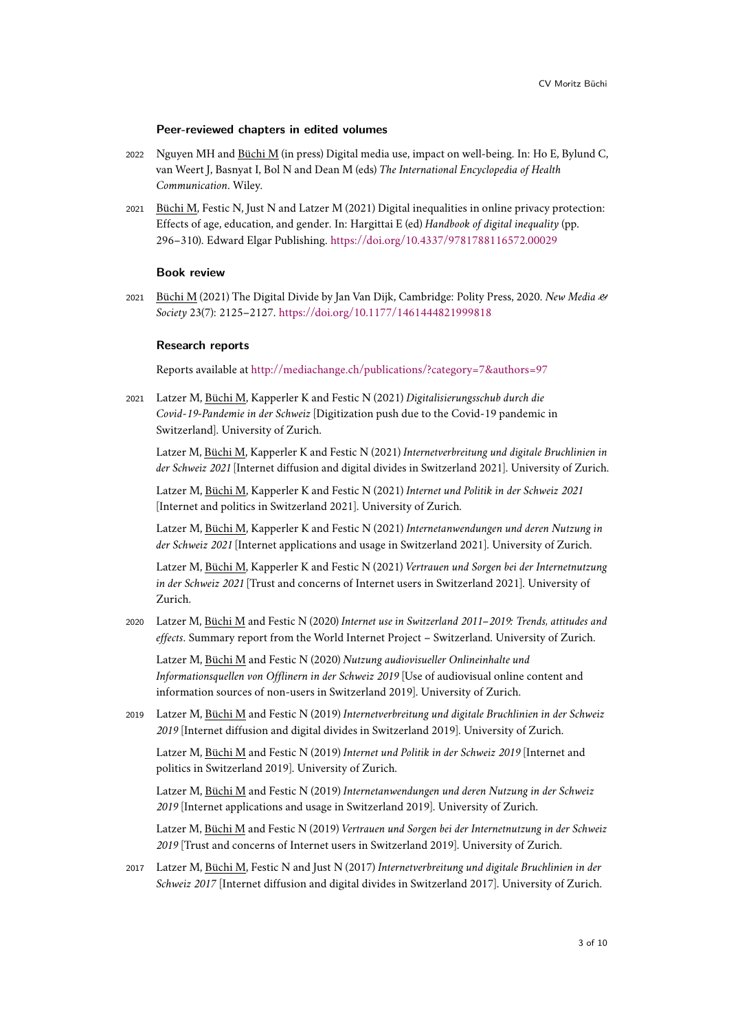### Peer-reviewed chapters in edited volumes

2022 Nguyen MH and <u>Büchi M</u> (in press) Digital media use, impact on well-being. In: Ho E, Bylund C, van Weert J, Basnyat I, Bol N and Dean M (eds) *The International Encyclopedia of Health Communication*. Wiley.

2021 <u>Büchi M</u>, Festic N, Just N and Latzer M (2021) Digital inequalities in online privacy protection: Effects of age, education, and gender. In: Hargittai E (ed) *Handbook of digital inequality* (pp. 296–310). Edward Elgar Publishing. https://doi.org/10.4337/9781788116572.00029

### Book review

2021 <u>Büchi M</u> (2021) The Digital Divide by Jan Van Dijk, Cambridge: Polity Press, 2020. *New Media & Society* 23(7): 2125–2127. https://doi.org/10.1177/1461444821999818

### Research reports

Reports available at http://mediachange.ch/publications/?category=7&authors=97

2021 Latzer M, <u>Büchi M</u>, Kapperler K and Festic N (2021) *Digitalisierungsschub durch die Covid-19-Pandemie in der Schweiz* [Digitization push due to the Covid-19 pandemic in Switzerland]. University of Zurich.

Latzer M, <u>Büchi M</u>, Kapperler K and Festic N (2021) *Internetverbreitung und digitale Bruchlinien in der Schweiz 2021* [Internet diffusion and digital divides in Switzerland 2021]. University of Zurich.

Latzer M, <u>Büchi M</u>, Kapperler K and Festic N (2021) *Internet und Politik in der Schweiz 2021* [Internet and politics in Switzerland 2021]. University of Zurich.

Latzer M, <u>Büchi M</u>, Kapperler K and Festic N (2021) *Internetanwendungen und deren Nutzung in der Schweiz 2021* [Internet applications and usage in Switzerland 2021]. University of Zurich.

Latzer M, <u>Büchi M</u>, Kapperler K and Festic N (2021) *Vertrauen und Sorgen bei der Internetnutzung in der Schweiz 2021* [Trust and concerns of Internet users in Switzerland 2021]. University of Zurich.

2020 Latzer M, <u>Büchi M</u> and Festic N (2020) *Internet use in Switzerland 2011–2019: Trends, attitudes and effects*. Summary report from the World Internet Project – Switzerland. University of Zurich.

Latzer M, <u>Büchi M</u> and Festic N (2020) *Nutzung audiovisueller Onlineinhalte und Informationsquellen von Offlinern in der Schweiz 2019* [Use of audiovisual online content and information sources of non-users in Switzerland 2019]. University of Zurich.

2019 Latzer M, <u>Büchi M</u> and Festic N (2019) *Internetverbreitung und digitale Bruchlinien in der Schweiz 2019* [Internet diffusion and digital divides in Switzerland 2019]. University of Zurich.

Latzer M, <u>Büchi M</u> and Festic N (2019) *Internet und Politik in der Schweiz 2019* [Internet and politics in Switzerland 2019]. University of Zurich.

Latzer M, <u>Büchi M</u> and Festic N (2019) *Internetanwendungen und deren Nutzung in der Schweiz 2019* [Internet applications and usage in Switzerland 2019]. University of Zurich.

Latzer M, <u>Büchi M</u> and Festic N (2019) *Vertrauen und Sorgen bei der Internetnutzung in der Schweiz 2019* [Trust and concerns of Internet users in Switzerland 2019]. University of Zurich.

2017 Latzer M, <u>Büchi M</u>, Festic N and Just N (2017) *Internetverbreitung und digitale Bruchlinien in der Schweiz 2017* [Internet diffusion and digital divides in Switzerland 2017]. University of Zurich.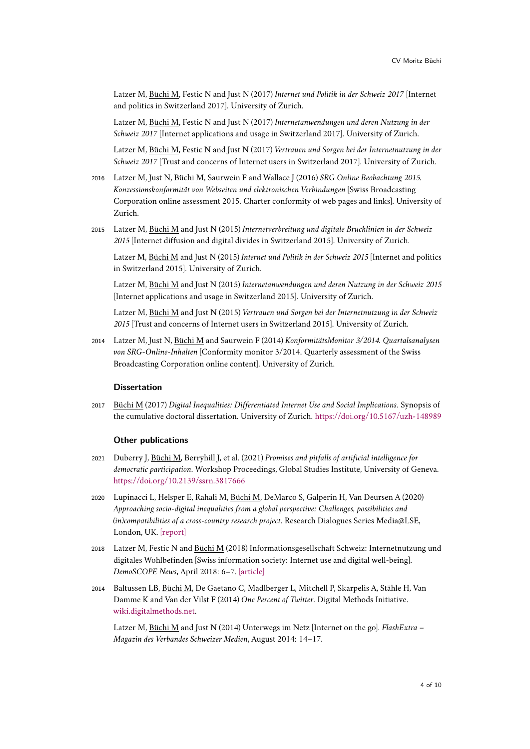Latzer M, Büchi M, Festic N and Just N (2017) *Internet und Politik in der Schweiz 2017* [Internet and politics in Switzerland 2017]. University of Zurich.

Latzer M, Büchi M, Festic N and Just N (2017) *Internetanwendungen und deren Nutzung in der Schweiz 2017* [Internet applications and usage in Switzerland 2017]. University of Zurich.

Latzer M, Büchi M, Festic N and Just N (2017) *Vertrauen und Sorgen bei der Internetnutzung in der Schweiz 2017* [Trust and concerns of Internet users in Switzerland 2017]. University of Zurich.

2016 Latzer M, Just N, Büchi M, Saurwein F and Wallace J (2016) *SRG Online Beobachtung 2015. Konzessionskonformität von Webseiten und elektronischen Verbindungen* [Swiss Broadcasting Corporation online assessment 2015. Charter conformity of web pages and links]. University of Zurich.

2015 Latzer M, Büchi M and Just N (2015) *Internetverbreitung und digitale Bruchlinien in der Schweiz 2015* [Internet diffusion and digital divides in Switzerland 2015]. University of Zurich.

Latzer M, Büchi M and Just N (2015) *Internet und Politik in der Schweiz 2015* [Internet and politics in Switzerland 2015]. University of Zurich.

Latzer M, Büchi M and Just N (2015) *Internetanwendungen und deren Nutzung in der Schweiz 2015* [Internet applications and usage in Switzerland 2015]. University of Zurich.

Latzer M, Büchi M and Just N (2015) *Vertrauen und Sorgen bei der Internetnutzung in der Schweiz 2015* [Trust and concerns of Internet users in Switzerland 2015]. University of Zurich.

2014 Latzer M, Just N, Büchi M and Saurwein F (2014) *KonformitätsMonitor 3/2014. Quartalsanalysen von SRG-Online-Inhalten* [Conformity monitor 3/2014. Quarterly assessment of the Swiss Broadcasting Corporation online content]. University of Zurich.

### Dissertation

2017 Büchi M (2017) *Digital Inequalities: Differentiated Internet Use and Social Implications*. Synopsis of the cumulative doctoral dissertation. University of Zurich. https://doi.org/10.5167/uzh-148989

### Other publications

2021 Duberry J, Büchi M, Berryhill J, et al. (2021) *Promises and pitfalls of artificial intelligence for democratic participation*. Workshop Proceedings, Global Studies Institute, University of Geneva. https://doi.org/10.2139/ssrn.3817666

2020 Lupinacci L, Helsper E, Rahali M, Büchi M, DeMarco S, Galperin H, Van Deursen A (2020) *Approaching socio-digital inequalities from a global perspective: Challenges, possibilities and (in)compatibilities of a cross-country research project*. Research Dialogues Series Media@LSE, London, UK. [report]

2018 Latzer M, Festic N and Büchi M (2018) Informationsgesellschaft Schweiz: Internetnutzung und digitales Wohlbefinden [Swiss information society: Internet use and digital well-being]. *DemoSCOPE News*, April 2018: 6–7. [article]

2014 Baltussen LB, Büchi M, De Gaetano C, Madlberger L, Mitchell P, Skarpelis A, Stähle H, Van Damme K and Van der Vilst F (2014) *One Percent of Twitter*. Digital Methods Initiative. wiki.digitalmethods.net.

Latzer M, Büchi M and Just N (2014) Unterwegs im Netz [Internet on the go]. *FlashExtra – Magazin des Verbandes Schweizer Medien*, August 2014: 14–17.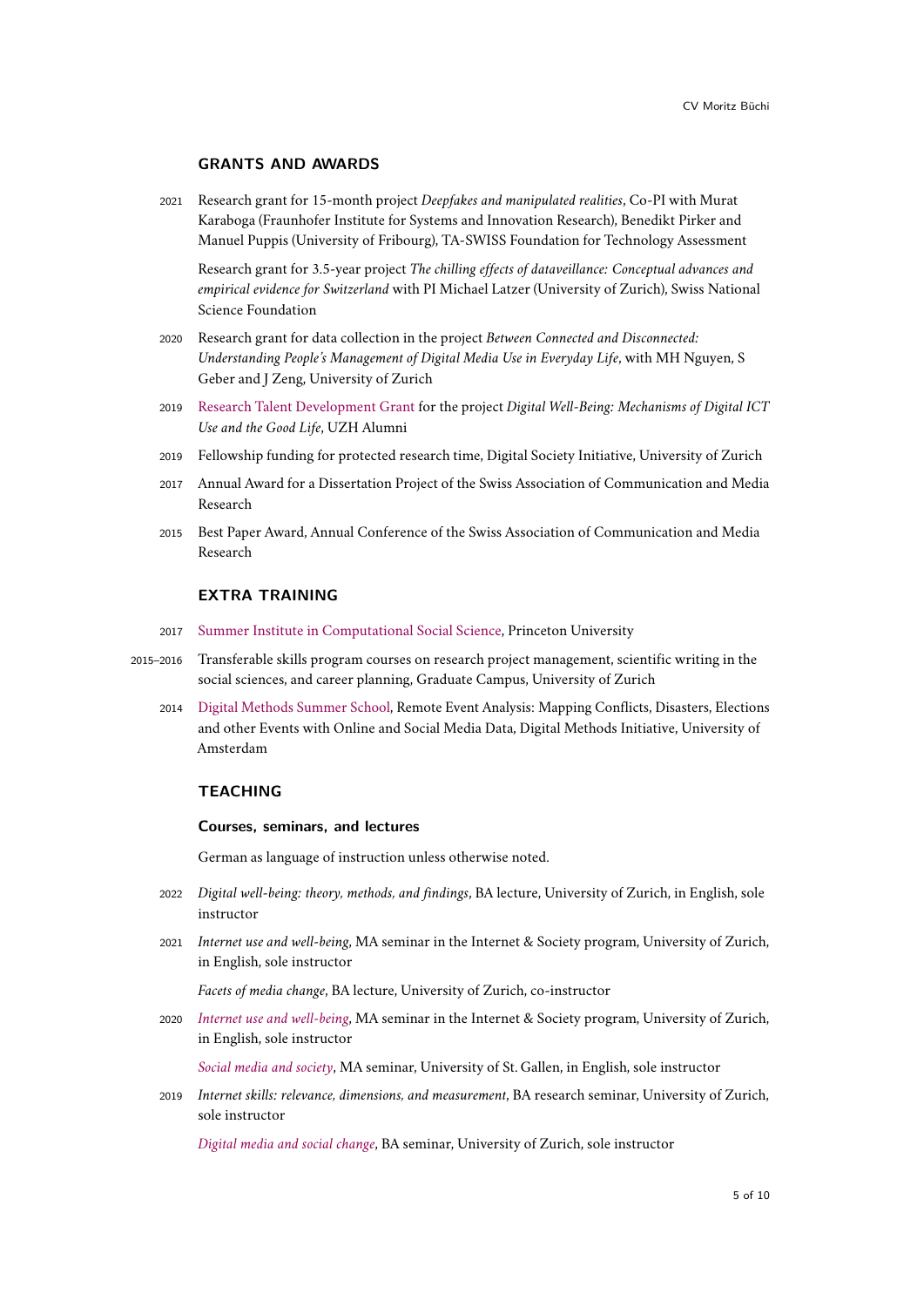## GRANTS AND AWARDS

2021 Research grant for 15-month project *Deepfakes and manipulated realities*, Co-PI with Murat Karaboga (Fraunhofer Institute for Systems and Innovation Research), Benedikt Pirker and Manuel Puppis (University of Fribourg), TA-SWISS Foundation for Technology Assessment

Research grant for 3.5-year project *The chilling effects of dataveillance: Conceptual advances and empirical evidence for Switzerland* with PI Michael Latzer (University of Zurich), Swiss National Science Foundation

2020 Research grant for data collection in the project *Between Connected and Disconnected: Understanding People's Management of Digital Media Use in Everyday Life*, with MH Nguyen, S Geber and J Zeng, University of Zurich

2019 Research Talent Development Grant for the project *Digital Well-Being: Mechanisms of Digital ICT Use and the Good Life*, UZH Alumni

2019 Fellowship funding for protected research time, Digital Society Initiative, University of Zurich

2017 Annual Award for a Dissertation Project of the Swiss Association of Communication and Media Research

2015 Best Paper Award, Annual Conference of the Swiss Association of Communication and Media Research

## EXTRA TRAINING

2017 Summer Institute in Computational Social Science, Princeton University

2015–2016 Transferable skills program courses on research project management, scientific writing in the social sciences, and career planning, Graduate Campus, University of Zurich

2014 Digital Methods Summer School, Remote Event Analysis: Mapping Conflicts, Disasters, Elections and other Events with Online and Social Media Data, Digital Methods Initiative, University of Amsterdam

## TEACHING

### Courses, seminars, and lectures

German as language of instruction unless otherwise noted.

2022 *Digital well-being: theory, methods, and findings*, BA lecture, University of Zurich, in English, sole instructor

2021 *Internet use and well-being*, MA seminar in the Internet & Society program, University of Zurich, in English, sole instructor

*Facets of media change*, BA lecture, University of Zurich, co-instructor

2020 *Internet use and well-being*, MA seminar in the Internet & Society program, University of Zurich, in English, sole instructor

*Social media and society*, MA seminar, University of St. Gallen, in English, sole instructor

2019 *Internet skills: relevance, dimensions, and measurement*, BA research seminar, University of Zurich, sole instructor

*Digital media and social change*, BA seminar, University of Zurich, sole instructor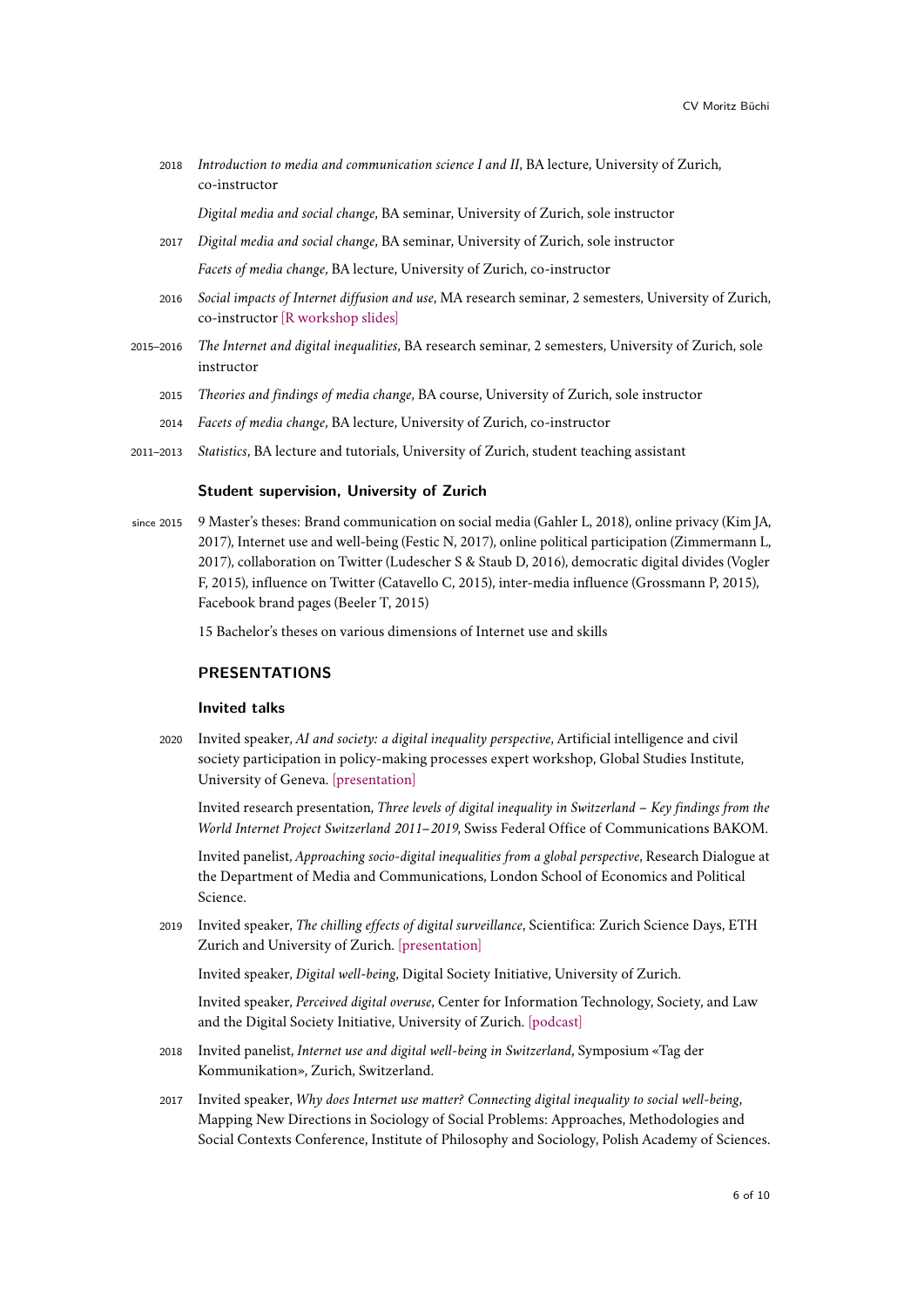2018 *Introduction to media and communication science I and II*, BA lecture, University of Zurich, co-instructor

*Digital media and social change*, BA seminar, University of Zurich, sole instructor

2017 *Digital media and social change*, BA seminar, University of Zurich, sole instructor

*Facets of media change*, BA lecture, University of Zurich, co-instructor

2016 *Social impacts of Internet diffusion and use*, MA research seminar, 2 semesters, University of Zurich, co-instructor [R workshop slides]

2015–2016 *The Internet and digital inequalities*, BA research seminar, 2 semesters, University of Zurich, sole instructor

2015 *Theories and findings of media change*, BA course, University of Zurich, sole instructor

2014 *Facets of media change*, BA lecture, University of Zurich, co-instructor

2011–2013 *Statistics*, BA lecture and tutorials, University of Zurich, student teaching assistant

### Student supervision, University of Zurich

since 2015 9 Master's theses: Brand communication on social media (Gahler L, 2018), online privacy (Kim JA, 2017), Internet use and well-being (Festic N, 2017), online political participation (Zimmermann L, 2017), collaboration on Twitter (Ludescher S & Staub D, 2016), democratic digital divides (Vogler F, 2015), influence on Twitter (Catavello C, 2015), inter-media influence (Grossmann P, 2015), Facebook brand pages (Beeler T, 2015)

15 Bachelor's theses on various dimensions of Internet use and skills

## PRESENTATIONS

### Invited talks

2020 Invited speaker, *AI and society: a digital inequality perspective*, Artificial intelligence and civil society participation in policy-making processes expert workshop, Global Studies Institute, University of Geneva. [presentation]

Invited research presentation, *Three levels of digital inequality in Switzerland – Key findings from the World Internet Project Switzerland 2011–2019*, Swiss Federal Office of Communications BAKOM.

Invited panelist, *Approaching socio-digital inequalities from a global perspective*, Research Dialogue at the Department of Media and Communications, London School of Economics and Political Science.

2019 Invited speaker, *The chilling effects of digital surveillance*, Scientifica: Zurich Science Days, ETH Zurich and University of Zurich. [presentation]

Invited speaker, *Digital well-being*, Digital Society Initiative, University of Zurich.

Invited speaker, *Perceived digital overuse*, Center for Information Technology, Society, and Law and the Digital Society Initiative, University of Zurich. [podcast]

2018 Invited panelist, *Internet use and digital well-being in Switzerland*, Symposium «Tag der Kommunikation», Zurich, Switzerland.

2017 Invited speaker, *Why does Internet use matter? Connecting digital inequality to social well-being*, Mapping New Directions in Sociology of Social Problems: Approaches, Methodologies and Social Contexts Conference, Institute of Philosophy and Sociology, Polish Academy of Sciences.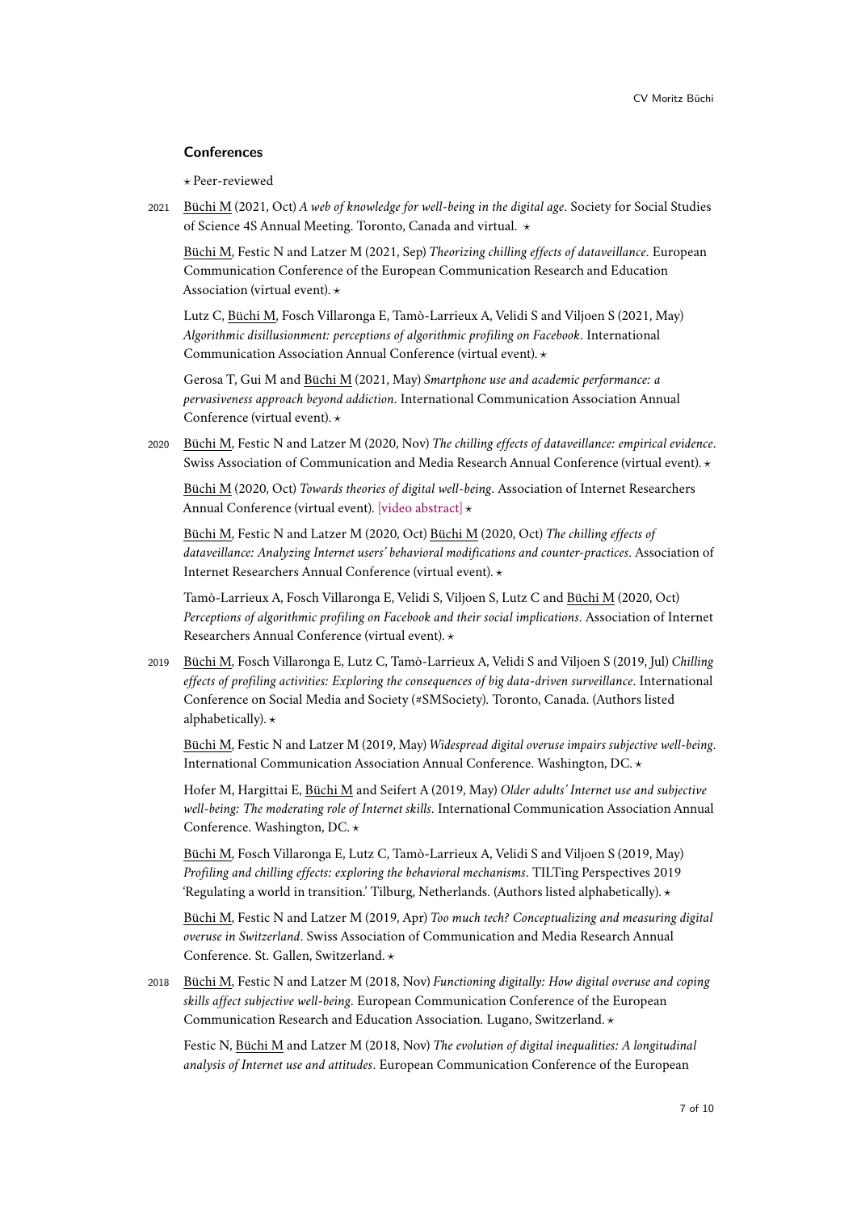## Conferences

⋆ Peer-reviewed

2021 Büchi M (2021, Oct) *A web of knowledge for well-being in the digital age*. Society for Social Studies of Science 4S Annual Meeting. Toronto, Canada and virtual. ⋆

Büchi M, Festic N and Latzer M (2021, Sep) *Theorizing chilling effects of dataveillance*. European Communication Conference of the European Communication Research and Education Association (virtual event). ⋆

Lutz C, Büchi M, Fosch Villaronga E, Tamò-Larrieux A, Velidi S and Viljoen S (2021, May) *Algorithmic disillusionment: perceptions of algorithmic profiling on Facebook*. International Communication Association Annual Conference (virtual event). ⋆

Gerosa T, Gui M and Büchi M (2021, May) *Smartphone use and academic performance: a pervasiveness approach beyond addiction*. International Communication Association Annual Conference (virtual event). ⋆

2020 Büchi M, Festic N and Latzer M (2020, Nov) *The chilling effects of dataveillance: empirical evidence*. Swiss Association of Communication and Media Research Annual Conference (virtual event). ⋆

Büchi M (2020, Oct) *Towards theories of digital well-being*. Association of Internet Researchers Annual Conference (virtual event). [video abstract] ⋆

Büchi M, Festic N and Latzer M (2020, Oct) Büchi M (2020, Oct) *The chilling effects of dataveillance: Analyzing Internet users' behavioral modifications and counter-practices*. Association of Internet Researchers Annual Conference (virtual event). ⋆

Tamò-Larrieux A, Fosch Villaronga E, Velidi S, Viljoen S, Lutz C and Büchi M (2020, Oct) *Perceptions of algorithmic profiling on Facebook and their social implications*. Association of Internet Researchers Annual Conference (virtual event). ⋆

2019 Büchi M, Fosch Villaronga E, Lutz C, Tamò-Larrieux A, Velidi S and Viljoen S (2019, Jul) *Chilling effects of profiling activities: Exploring the consequences of big data-driven surveillance*. International Conference on Social Media and Society (#SMSociety). Toronto, Canada. (Authors listed alphabetically). ⋆

Büchi M, Festic N and Latzer M (2019, May) *Widespread digital overuse impairs subjective well-being*. International Communication Association Annual Conference. Washington, DC. ⋆

Hofer M, Hargittai E, Büchi M and Seifert A (2019, May) *Older adults' Internet use and subjective well-being: The moderating role of Internet skills*. International Communication Association Annual Conference. Washington, DC. ⋆

Büchi M, Fosch Villaronga E, Lutz C, Tamò-Larrieux A, Velidi S and Viljoen S (2019, May) *Profiling and chilling effects: exploring the behavioral mechanisms*. TILTing Perspectives 2019 'Regulating a world in transition.' Tilburg, Netherlands. (Authors listed alphabetically). ⋆

Büchi M, Festic N and Latzer M (2019, Apr) *Too much tech? Conceptualizing and measuring digital overuse in Switzerland*. Swiss Association of Communication and Media Research Annual Conference. St. Gallen, Switzerland. ⋆

2018 Büchi M, Festic N and Latzer M (2018, Nov) *Functioning digitally: How digital overuse and coping skills affect subjective well-being*. European Communication Conference of the European Communication Research and Education Association. Lugano, Switzerland. ⋆

Festic N, Büchi M and Latzer M (2018, Nov) *The evolution of digital inequalities: A longitudinal analysis of Internet use and attitudes*. European Communication Conference of the European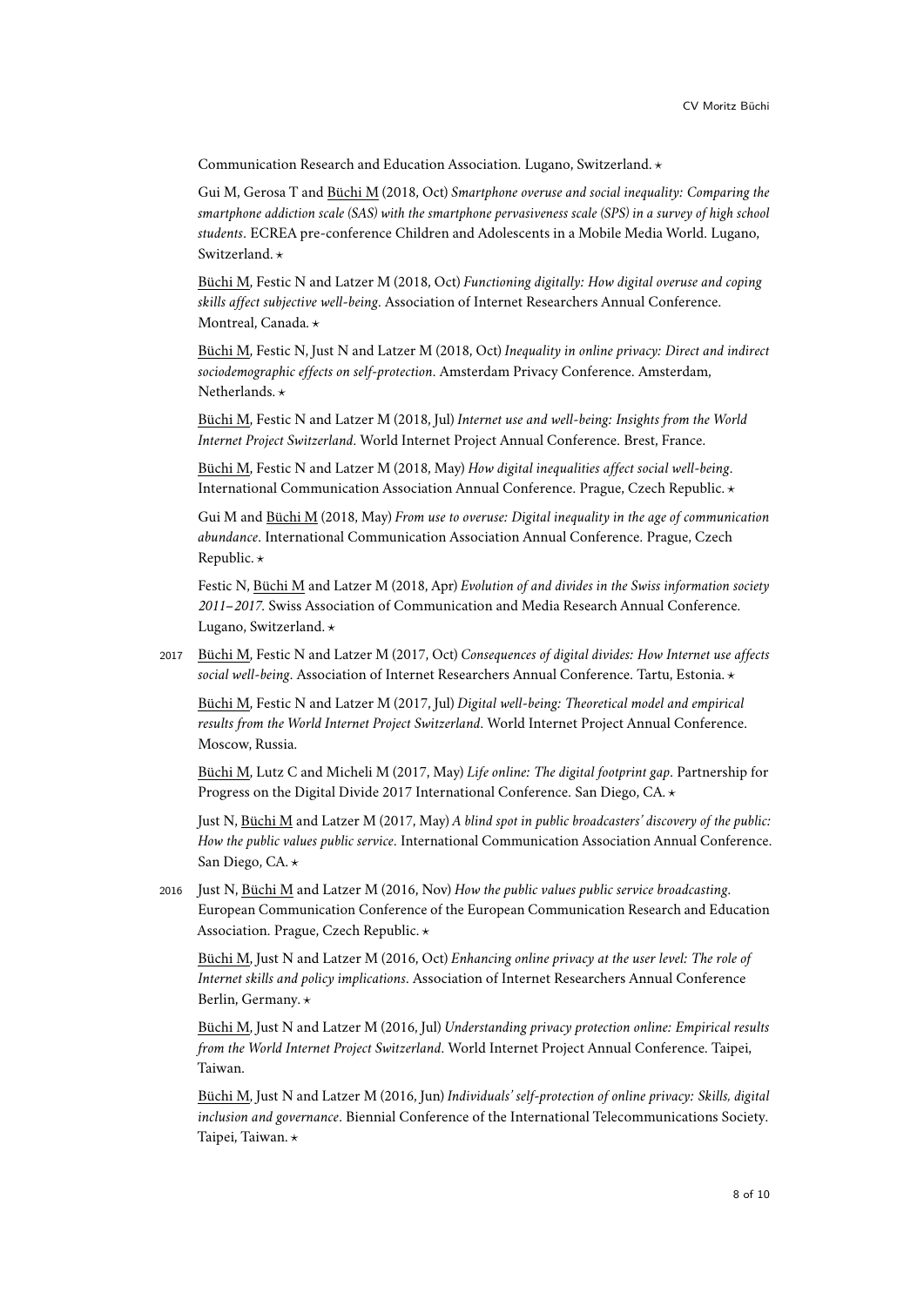Communication Research and Education Association. Lugano, Switzerland. ⋆

Gui M, Gerosa T and <u>Büchi M</u> (2018, Oct) *Smartphone overuse and social inequality: Comparing the smartphone addiction scale (SAS) with the smartphone pervasiveness scale (SPS) in a survey of high school students*. ECREA pre-conference Children and Adolescents in a Mobile Media World. Lugano, Switzerland. ⋆

<u>Büchi M</u>, Festic N and Latzer M (2018, Oct) *Functioning digitally: How digital overuse and coping skills affect subjective well-being*. Association of Internet Researchers Annual Conference. Montreal, Canada. ⋆

<u>Büchi M</u>, Festic N, Just N and Latzer M (2018, Oct) *Inequality in online privacy: Direct and indirect sociodemographic effects on self-protection*. Amsterdam Privacy Conference. Amsterdam, Netherlands. ⋆

<u>Büchi M</u>, Festic N and Latzer M (2018, Jul) *Internet use and well-being: Insights from the World Internet Project Switzerland*. World Internet Project Annual Conference. Brest, France.

<u>Büchi M</u>, Festic N and Latzer M (2018, May) *How digital inequalities affect social well-being*. International Communication Association Annual Conference. Prague, Czech Republic. ⋆

Gui M and <u>Büchi M</u> (2018, May) *From use to overuse: Digital inequality in the age of communication abundance*. International Communication Association Annual Conference. Prague, Czech Republic. ⋆

Festic N, <u>Büchi M</u> and Latzer M (2018, Apr) *Evolution of and divides in the Swiss information society 2011–2017*. Swiss Association of Communication and Media Research Annual Conference. Lugano, Switzerland. ⋆

2017 <u>Büchi M</u>, Festic N and Latzer M (2017, Oct) *Consequences of digital divides: How Internet use affects social well-being*. Association of Internet Researchers Annual Conference. Tartu, Estonia. ⋆

<u>Büchi M</u>, Festic N and Latzer M (2017, Jul) *Digital well-being: Theoretical model and empirical results from the World Internet Project Switzerland*. World Internet Project Annual Conference. Moscow, Russia.

<u>Büchi M</u>, Lutz C and Micheli M (2017, May) *Life online: The digital footprint gap*. Partnership for Progress on the Digital Divide 2017 International Conference. San Diego, CA. ⋆

Just N, <u>Büchi M</u> and Latzer M (2017, May) *A blind spot in public broadcasters' discovery of the public: How the public values public service*. International Communication Association Annual Conference. San Diego, CA. ⋆

2016 Just N, <u>Büchi M</u> and Latzer M (2016, Nov) *How the public values public service broadcasting*. European Communication Conference of the European Communication Research and Education Association. Prague, Czech Republic. ⋆

<u>Büchi M</u>, Just N and Latzer M (2016, Oct) *Enhancing online privacy at the user level: The role of Internet skills and policy implications*. Association of Internet Researchers Annual Conference Berlin, Germany. ⋆

<u>Büchi M</u>, Just N and Latzer M (2016, Jul) *Understanding privacy protection online: Empirical results from the World Internet Project Switzerland*. World Internet Project Annual Conference. Taipei, Taiwan.

<u>Büchi M</u>, Just N and Latzer M (2016, Jun) *Individuals' self-protection of online privacy: Skills, digital inclusion and governance*. Biennial Conference of the International Telecommunications Society. Taipei, Taiwan. ⋆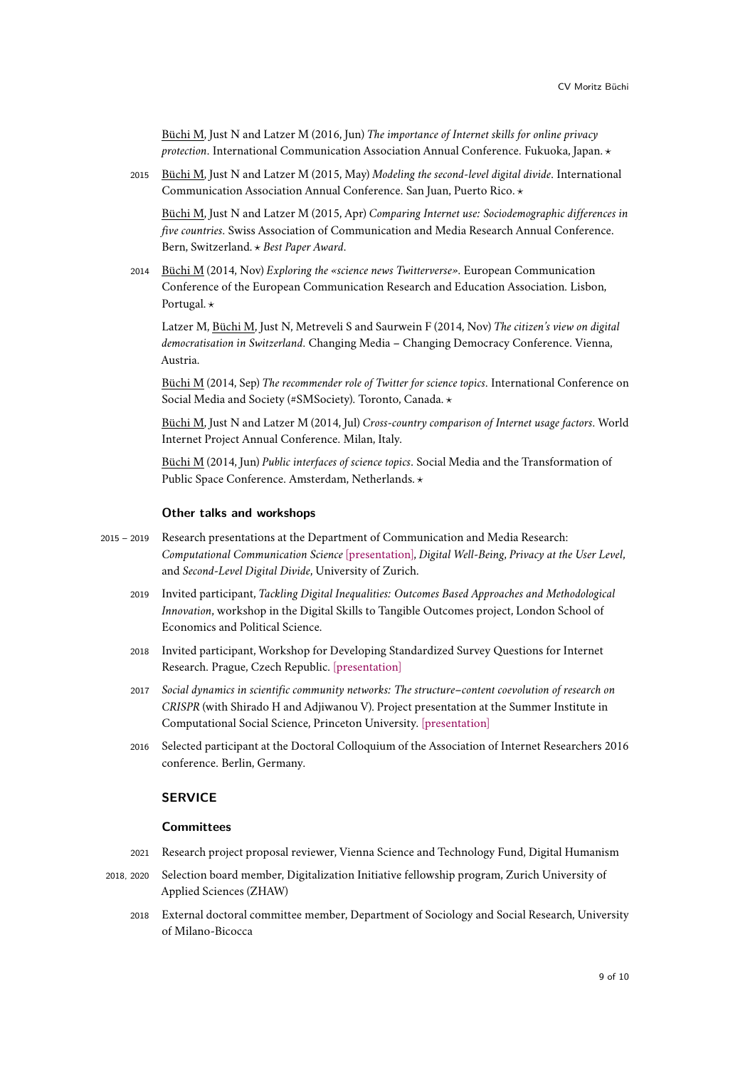Büchi M, Just N and Latzer M (2016, Jun) *The importance of Internet skills for online privacy protection*. International Communication Association Annual Conference. Fukuoka, Japan. ⋆

2015 Büchi M, Just N and Latzer M (2015, May) *Modeling the second-level digital divide*. International Communication Association Annual Conference. San Juan, Puerto Rico. ⋆

Büchi M, Just N and Latzer M (2015, Apr) *Comparing Internet use: Sociodemographic differences in five countries*. Swiss Association of Communication and Media Research Annual Conference. Bern, Switzerland. ⋆ *Best Paper Award*.

2014 Büchi M (2014, Nov) *Exploring the «science news Twitterverse»*. European Communication Conference of the European Communication Research and Education Association. Lisbon, Portugal. ⋆

Latzer M, Büchi M, Just N, Metreveli S and Saurwein F (2014, Nov) *The citizen's view on digital democratisation in Switzerland*. Changing Media – Changing Democracy Conference. Vienna, Austria.

Büchi M (2014, Sep) *The recommender role of Twitter for science topics*. International Conference on Social Media and Society (#SMSociety). Toronto, Canada. ⋆

Büchi M, Just N and Latzer M (2014, Jul) *Cross-country comparison of Internet usage factors*. World Internet Project Annual Conference. Milan, Italy.

Büchi M (2014, Jun) *Public interfaces of science topics*. Social Media and the Transformation of Public Space Conference. Amsterdam, Netherlands. ⋆

### Other talks and workshops

2015 – 2019 Research presentations at the Department of Communication and Media Research: *Computational Communication Science* [presentation], *Digital Well-Being*, *Privacy at the User Level*, and *Second-Level Digital Divide*, University of Zurich.

2019 Invited participant, *Tackling Digital Inequalities: Outcomes Based Approaches and Methodological Innovation*, workshop in the Digital Skills to Tangible Outcomes project, London School of Economics and Political Science.

2018 Invited participant, Workshop for Developing Standardized Survey Questions for Internet Research. Prague, Czech Republic. [presentation]

2017 *Social dynamics in scientific community networks: The structure–content coevolution of research on CRISPR* (with Shirado H and Adjiwanou V). Project presentation at the Summer Institute in Computational Social Science, Princeton University. [presentation]

2016 Selected participant at the Doctoral Colloquium of the Association of Internet Researchers 2016 conference. Berlin, Germany.

## SERVICE

### Committees

2021 Research project proposal reviewer, Vienna Science and Technology Fund, Digital Humanism

2018, 2020 Selection board member, Digitalization Initiative fellowship program, Zurich University of Applied Sciences (ZHAW)

2018 External doctoral committee member, Department of Sociology and Social Research, University of Milano-Bicocca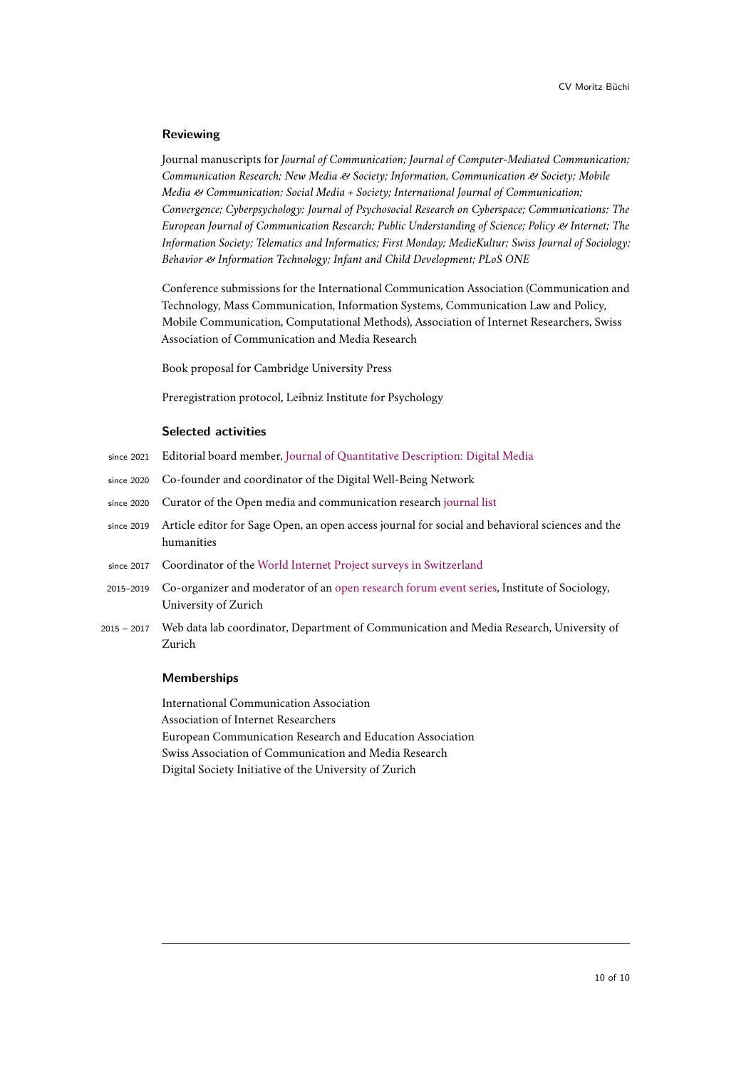### Reviewing

Journal manuscripts for *Journal of Communication; Journal of Computer-Mediated Communication; Communication Research; New Media & Society; Information, Communication & Society; Mobile Media & Communication; Social Media + Society; International Journal of Communication; Convergence; Cyberpsychology: Journal of Psychosocial Research on Cyberspace; Communications: The European Journal of Communication Research; Public Understanding of Science; Policy & Internet; The Information Society; Telematics and Informatics; First Monday; MedieKultur; Swiss Journal of Sociology; Behavior & Information Technology; Infant and Child Development; PLoS ONE*

Conference submissions for the International Communication Association (Communication and Technology, Mass Communication, Information Systems, Communication Law and Policy, Mobile Communication, Computational Methods), Association of Internet Researchers, Swiss Association of Communication and Media Research

Book proposal for Cambridge University Press

Preregistration protocol, Leibniz Institute for Psychology

### Selected activities

- since 2021 — Editorial board member, Journal of Quantitative Description: Digital Media
- since 2020 — Co-founder and coordinator of the Digital Well-Being Network
- since 2020 — Curator of the Open media and communication research journal list
- since 2019 — Article editor for Sage Open, an open access journal for social and behavioral sciences and the humanities
- since 2017 — Coordinator of the World Internet Project surveys in Switzerland
- 2015–2019 — Co-organizer and moderator of an open research forum event series, Institute of Sociology, University of Zurich
- 2015 – 2017 — Web data lab coordinator, Department of Communication and Media Research, University of Zurich

### Memberships

International Communication Association
Association of Internet Researchers
European Communication Research and Education Association
Swiss Association of Communication and Media Research
Digital Society Initiative of the University of Zurich